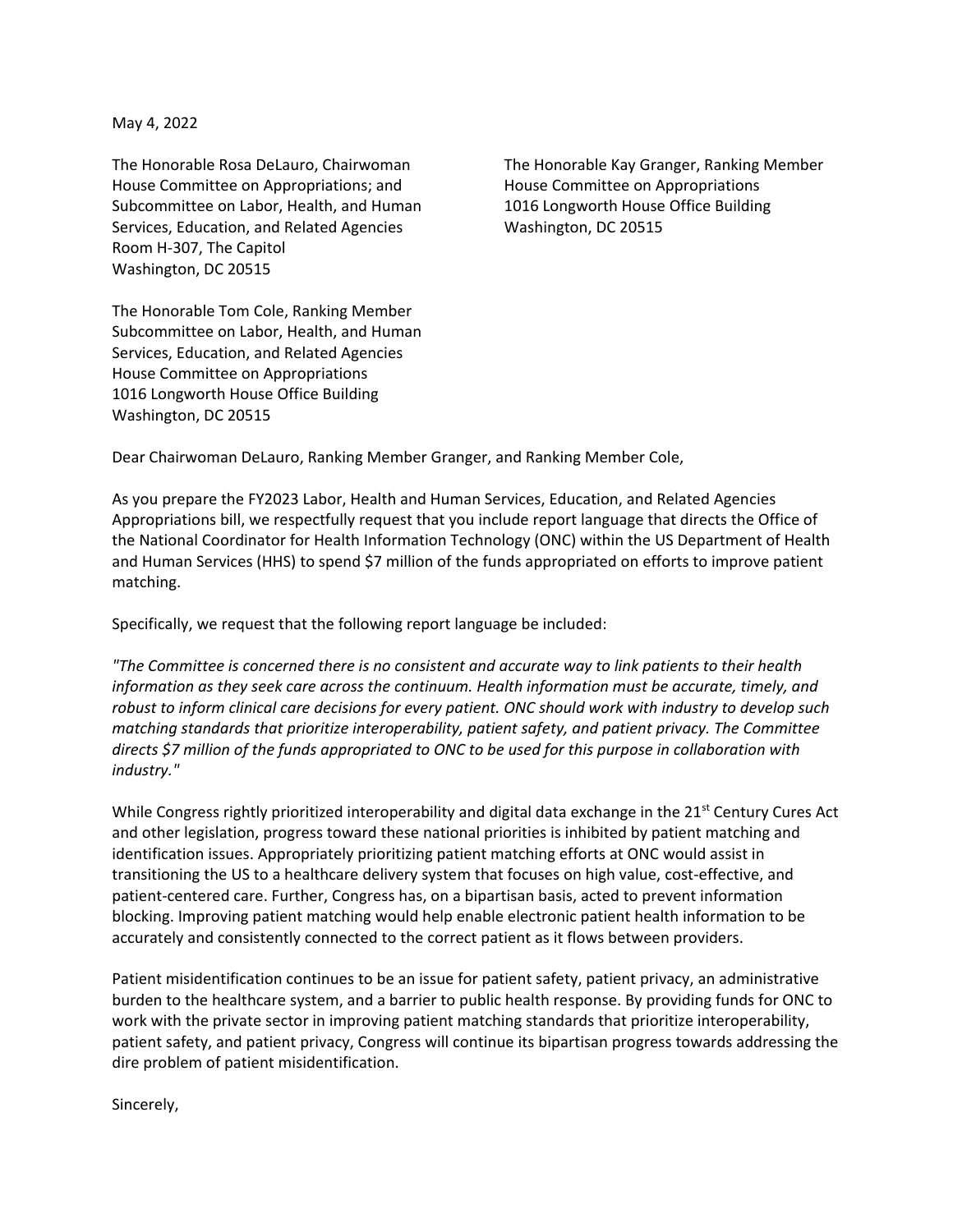May 4, 2022

The Honorable Rosa DeLauro, Chairwoman
House Committee on Appropriations; and
Subcommittee on Labor, Health, and Human
Services, Education, and Related Agencies
Room H-307, The Capitol
Washington, DC 20515

The Honorable Kay Granger, Ranking Member
House Committee on Appropriations
1016 Longworth House Office Building
Washington, DC 20515

The Honorable Tom Cole, Ranking Member
Subcommittee on Labor, Health, and Human
Services, Education, and Related Agencies
House Committee on Appropriations
1016 Longworth House Office Building
Washington, DC 20515

Dear Chairwoman DeLauro, Ranking Member Granger, and Ranking Member Cole,

As you prepare the FY2023 Labor, Health and Human Services, Education, and Related Agencies Appropriations bill, we respectfully request that you include report language that directs the Office of the National Coordinator for Health Information Technology (ONC) within the US Department of Health and Human Services (HHS) to spend $7 million of the funds appropriated on efforts to improve patient matching.

Specifically, we request that the following report language be included:

*"The Committee is concerned there is no consistent and accurate way to link patients to their health information as they seek care across the continuum. Health information must be accurate, timely, and robust to inform clinical care decisions for every patient. ONC should work with industry to develop such matching standards that prioritize interoperability, patient safety, and patient privacy. The Committee directs $7 million of the funds appropriated to ONC to be used for this purpose in collaboration with industry."*

While Congress rightly prioritized interoperability and digital data exchange in the 21st Century Cures Act and other legislation, progress toward these national priorities is inhibited by patient matching and identification issues. Appropriately prioritizing patient matching efforts at ONC would assist in transitioning the US to a healthcare delivery system that focuses on high value, cost-effective, and patient-centered care. Further, Congress has, on a bipartisan basis, acted to prevent information blocking. Improving patient matching would help enable electronic patient health information to be accurately and consistently connected to the correct patient as it flows between providers.

Patient misidentification continues to be an issue for patient safety, patient privacy, an administrative burden to the healthcare system, and a barrier to public health response. By providing funds for ONC to work with the private sector in improving patient matching standards that prioritize interoperability, patient safety, and patient privacy, Congress will continue its bipartisan progress towards addressing the dire problem of patient misidentification.

Sincerely,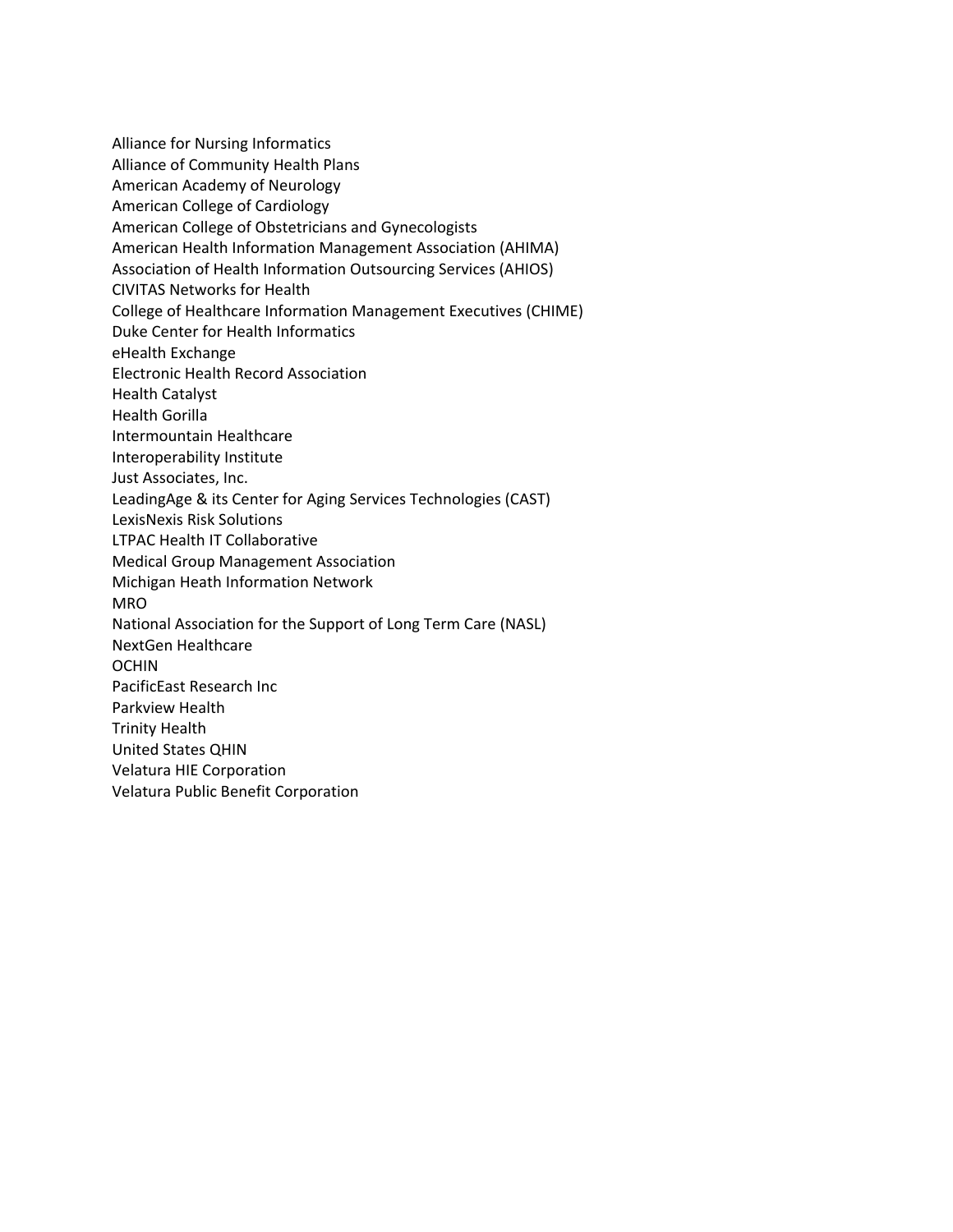Alliance for Nursing Informatics
Alliance of Community Health Plans
American Academy of Neurology
American College of Cardiology
American College of Obstetricians and Gynecologists
American Health Information Management Association (AHIMA)
Association of Health Information Outsourcing Services (AHIOS)
CIVITAS Networks for Health
College of Healthcare Information Management Executives (CHIME)
Duke Center for Health Informatics
eHealth Exchange
Electronic Health Record Association
Health Catalyst
Health Gorilla
Intermountain Healthcare
Interoperability Institute
Just Associates, Inc.
LeadingAge & its Center for Aging Services Technologies (CAST)
LexisNexis Risk Solutions
LTPAC Health IT Collaborative
Medical Group Management Association
Michigan Heath Information Network
MRO
National Association for the Support of Long Term Care (NASL)
NextGen Healthcare
OCHIN
PacificEast Research Inc
Parkview Health
Trinity Health
United States QHIN
Velatura HIE Corporation
Velatura Public Benefit Corporation